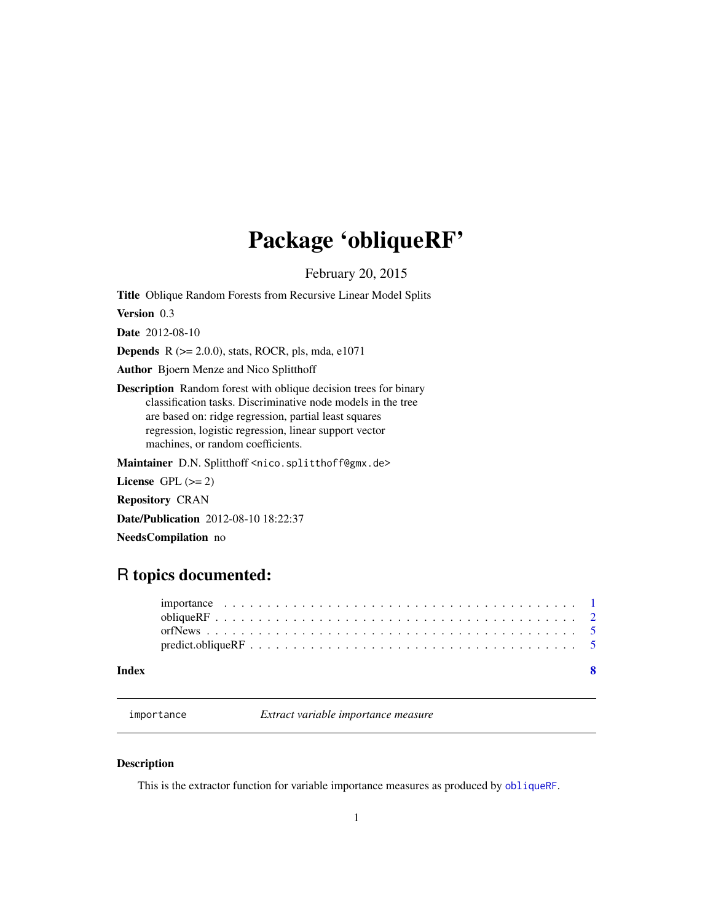# Package 'obliqueRF'

February 20, 2015

**Title** Oblique Random Forests from Recursive Linear Model Splits

**Version** 0.3

**Date** 2012-08-10

**Depends** R (>= 2.0.0), stats, ROCR, pls, mda, e1071

**Author** Bjoern Menze and Nico Splitthoff

**Description** Random forest with oblique decision trees for binary classification tasks. Discriminative node models in the tree are based on: ridge regression, partial least squares regression, logistic regression, linear support vector machines, or random coefficients.

**Maintainer** D.N. Splitthoff <nico.splitthoff@gmx.de>

**License** GPL (>= 2)

**Repository** CRAN

**Date/Publication** 2012-08-10 18:22:37

**NeedsCompilation** no

## R topics documented:

importance . . . . . . . . . . . . . . . . . . . . . . . . . . . . . . . . . . . . . . . . 1
obliqueRF . . . . . . . . . . . . . . . . . . . . . . . . . . . . . . . . . . . . . . . . 2
orfNews . . . . . . . . . . . . . . . . . . . . . . . . . . . . . . . . . . . . . . . . 5
predict.obliqueRF . . . . . . . . . . . . . . . . . . . . . . . . . . . . . . . . . . . . 5

**Index** 8

---

`importance` *Extract variable importance measure*

---

### Description

This is the extractor function for variable importance measures as produced by `obliqueRF`.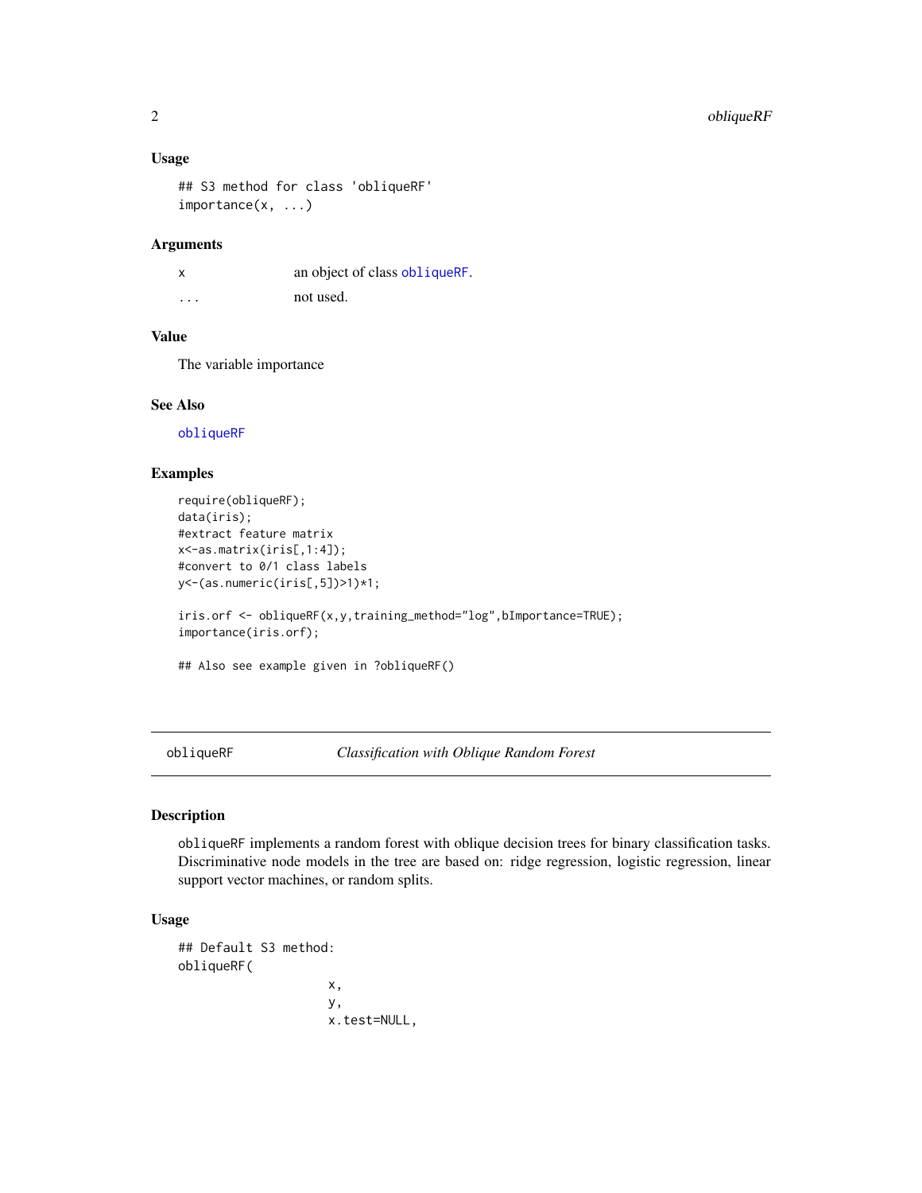### Usage

```
## S3 method for class 'obliqueRF'
importance(x, ...)
```

### Arguments

| | |
|---|---|
| x | an object of class obliqueRF. |
| ... | not used. |

### Value

The variable importance

### See Also

obliqueRF

### Examples

```
require(obliqueRF);
data(iris);
#extract feature matrix
x<-as.matrix(iris[,1:4]);
#convert to 0/1 class labels
y<-(as.numeric(iris[,5])>1)*1;

iris.orf <- obliqueRF(x,y,training_method="log",bImportance=TRUE);
importance(iris.orf);

## Also see example given in ?obliqueRF()
```

---

## obliqueRF *Classification with Oblique Random Forest*

### Description

obliqueRF implements a random forest with oblique decision trees for binary classification tasks. Discriminative node models in the tree are based on: ridge regression, logistic regression, linear support vector machines, or random splits.

### Usage

```
## Default S3 method:
obliqueRF(
                    x,
                    y,
                    x.test=NULL,
```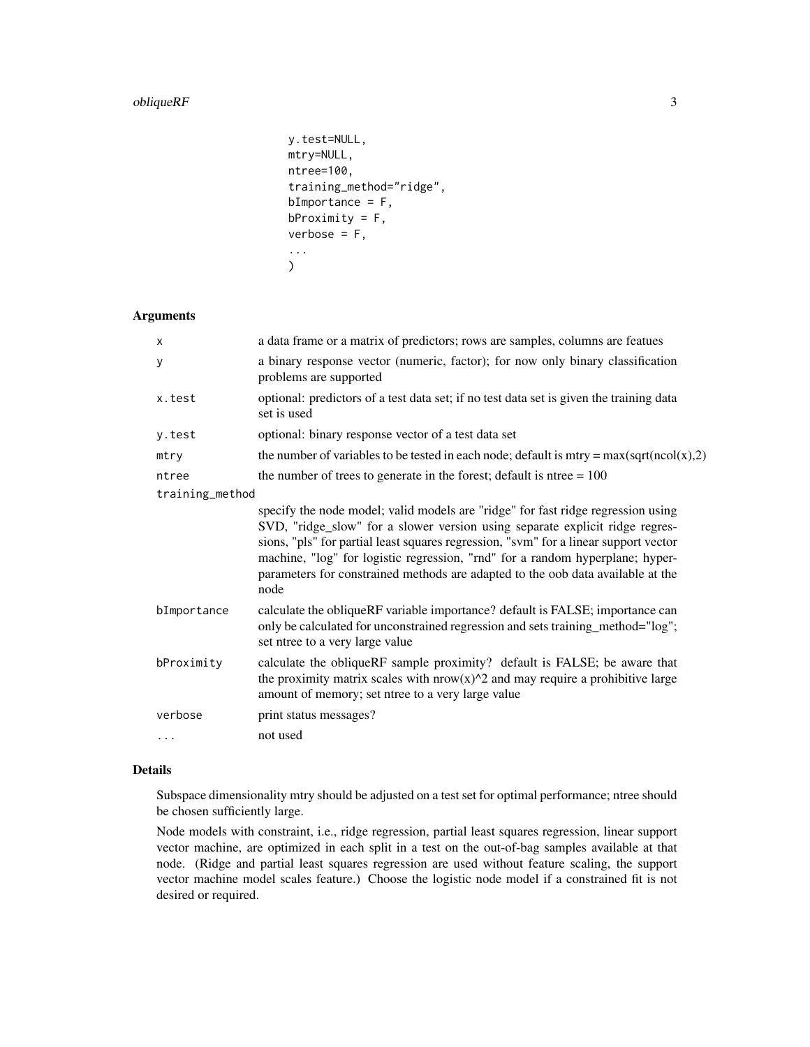```
y.test=NULL,
mtry=NULL,
ntree=100,
training_method="ridge",
bImportance = F,
bProximity = F,
verbose = F,
...
)
```

## Arguments

| | |
|---|---|
| `x` | a data frame or a matrix of predictors; rows are samples, columns are featues |
| `y` | a binary response vector (numeric, factor); for now only binary classification problems are supported |
| `x.test` | optional: predictors of a test data set; if no test data set is given the training data set is used |
| `y.test` | optional: binary response vector of a test data set |
| `mtry` | the number of variables to be tested in each node; default is mtry = max(sqrt(ncol(x),2) |
| `ntree` | the number of trees to generate in the forest; default is ntree = 100 |
| `training_method` | specify the node model; valid models are "ridge" for fast ridge regression using SVD, "ridge_slow" for a slower version using separate explicit ridge regressions, "pls" for partial least squares regression, "svm" for a linear support vector machine, "log" for logistic regression, "rnd" for a random hyperplane; hyperparameters for constrained methods are adapted to the oob data available at the node |
| `bImportance` | calculate the obliqueRF variable importance? default is FALSE; importance can only be calculated for unconstrained regression and sets training_method="log"; set ntree to a very large value |
| `bProximity` | calculate the obliqueRF sample proximity? default is FALSE; be aware that the proximity matrix scales with nrow(x)^2 and may require a prohibitive large amount of memory; set ntree to a very large value |
| `verbose` | print status messages? |
| `...` | not used |

## Details

Subspace dimensionality mtry should be adjusted on a test set for optimal performance; ntree should be chosen sufficiently large.

Node models with constraint, i.e., ridge regression, partial least squares regression, linear support vector machine, are optimized in each split in a test on the out-of-bag samples available at that node. (Ridge and partial least squares regression are used without feature scaling, the support vector machine model scales feature.) Choose the logistic node model if a constrained fit is not desired or required.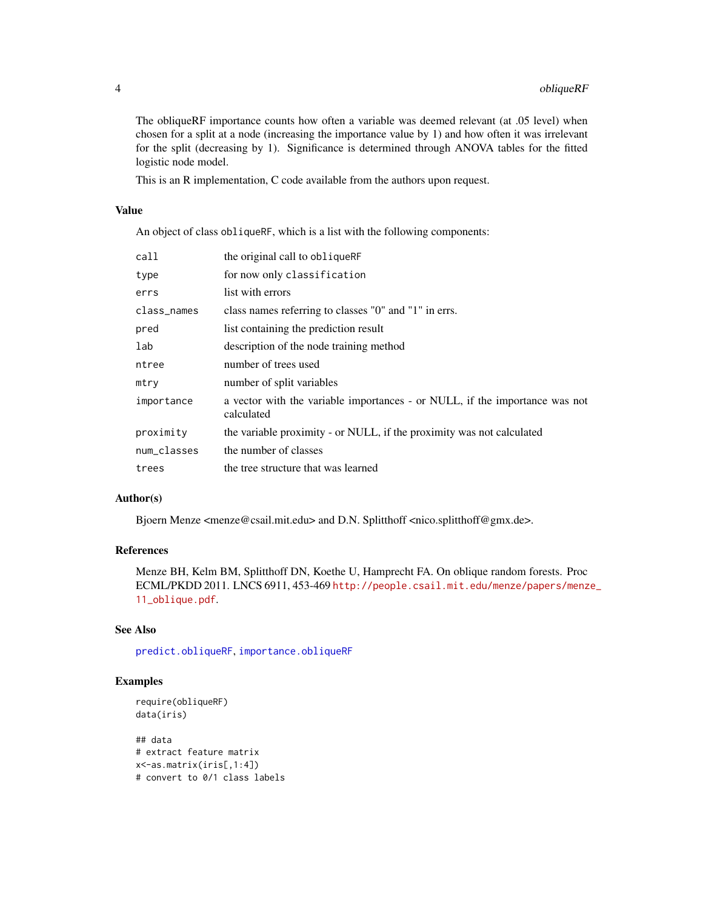The obliqueRF importance counts how often a variable was deemed relevant (at .05 level) when chosen for a split at a node (increasing the importance value by 1) and how often it was irrelevant for the split (decreasing by 1). Significance is determined through ANOVA tables for the fitted logistic node model.

This is an R implementation, C code available from the authors upon request.

### Value

An object of class `obliqueRF`, which is a list with the following components:

| | |
|---|---|
| `call` | the original call to `obliqueRF` |
| `type` | for now only `classification` |
| `errs` | list with errors |
| `class_names` | class names referring to classes "0" and "1" in errs. |
| `pred` | list containing the prediction result |
| `lab` | description of the node training method |
| `ntree` | number of trees used |
| `mtry` | number of split variables |
| `importance` | a vector with the variable importances - or NULL, if the importance was not calculated |
| `proximity` | the variable proximity - or NULL, if the proximity was not calculated |
| `num_classes` | the number of classes |
| `trees` | the tree structure that was learned |

### Author(s)

Bjoern Menze <menze@csail.mit.edu> and D.N. Splitthoff <nico.splitthoff@gmx.de>.

### References

Menze BH, Kelm BM, Splitthoff DN, Koethe U, Hamprecht FA. On oblique random forests. Proc ECML/PKDD 2011. LNCS 6911, 453-469 http://people.csail.mit.edu/menze/papers/menze_11_oblique.pdf.

### See Also

`predict.obliqueRF`, `importance.obliqueRF`

### Examples

```
require(obliqueRF)
data(iris)

## data
# extract feature matrix
x<-as.matrix(iris[,1:4])
# convert to 0/1 class labels
```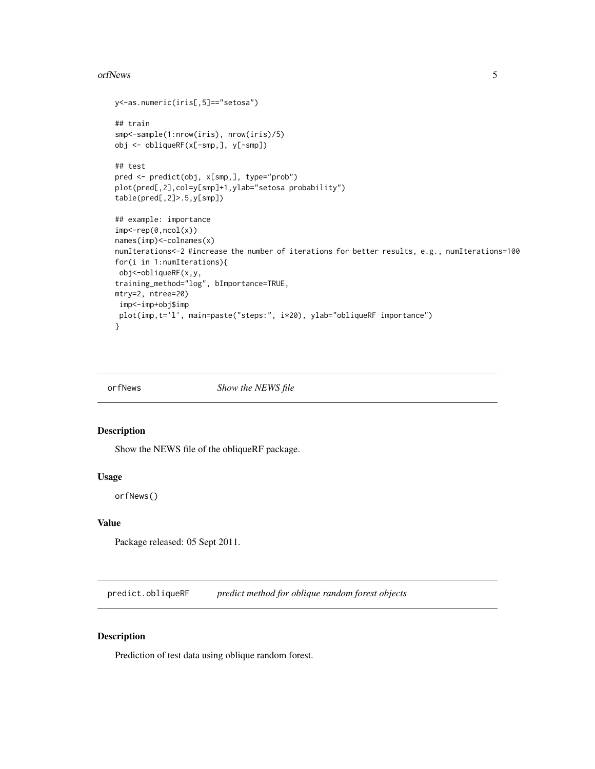```
y<-as.numeric(iris[,5]=="setosa")

## train
smp<-sample(1:nrow(iris), nrow(iris)/5)
obj <- obliqueRF(x[-smp,], y[-smp])

## test
pred <- predict(obj, x[smp,], type="prob")
plot(pred[,2],col=y[smp]+1,ylab="setosa probability")
table(pred[,2]>.5,y[smp])

## example: importance
imp<-rep(0,ncol(x))
names(imp)<-colnames(x)
numIterations<-2 #increase the number of iterations for better results, e.g., numIterations=100
for(i in 1:numIterations){
 obj<-obliqueRF(x,y,
training_method="log", bImportance=TRUE,
mtry=2, ntree=20)
 imp<-imp+obj$imp
 plot(imp,t='l', main=paste("steps:", i*20), ylab="obliqueRF importance")
}
```

---

## orfNews — *Show the NEWS file*

### Description

Show the NEWS file of the obliqueRF package.

### Usage

```
orfNews()
```

### Value

Package released: 05 Sept 2011.

---

## predict.obliqueRF — *predict method for oblique random forest objects*

### Description

Prediction of test data using oblique random forest.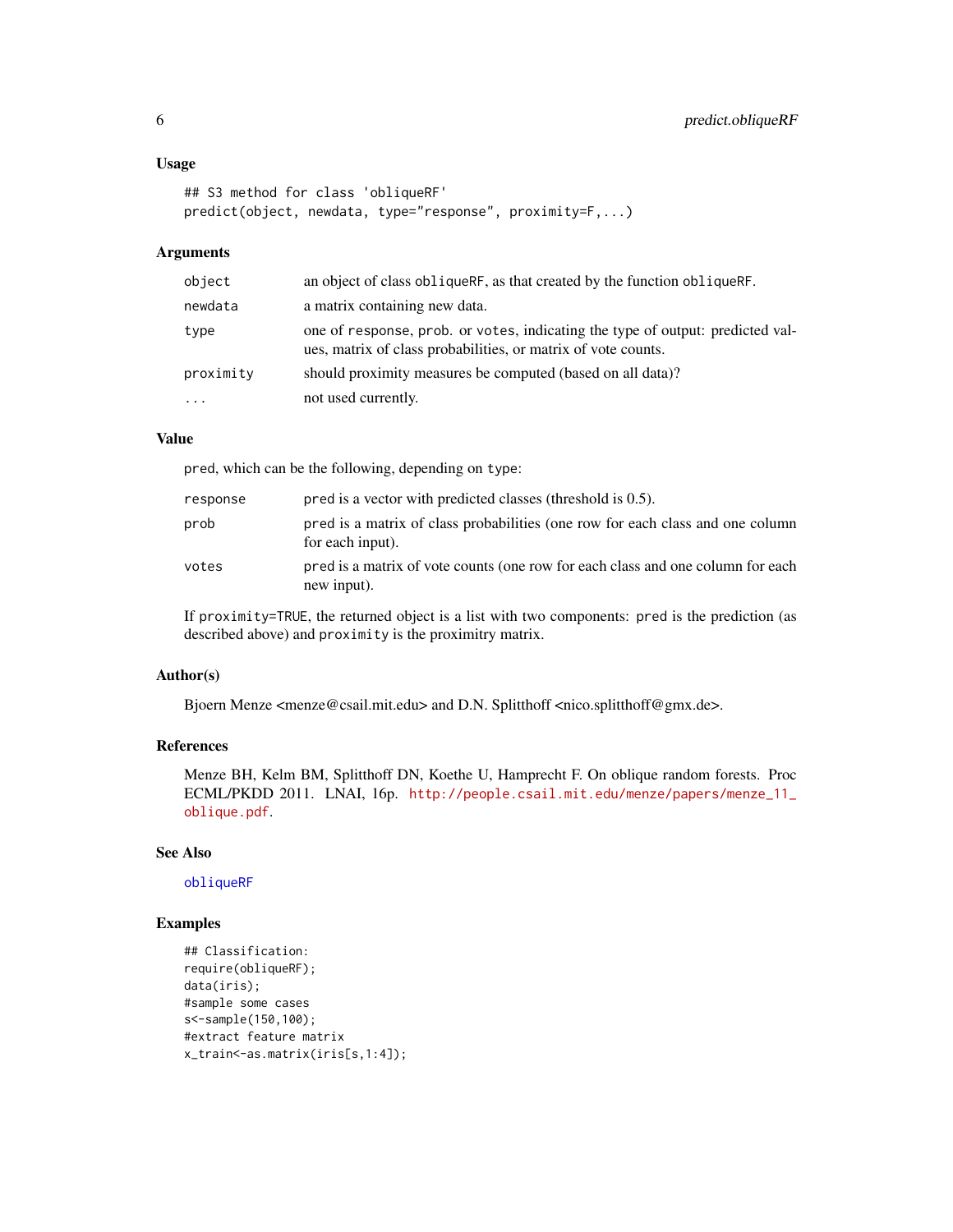### Usage

```
## S3 method for class 'obliqueRF'
predict(object, newdata, type="response", proximity=F,...)
```

### Arguments

| | |
|---|---|
| `object` | an object of class `obliqueRF`, as that created by the function `obliqueRF`. |
| `newdata` | a matrix containing new data. |
| `type` | one of `response`, `prob.` or `votes`, indicating the type of output: predicted values, matrix of class probabilities, or matrix of vote counts. |
| `proximity` | should proximity measures be computed (based on all data)? |
| `...` | not used currently. |

### Value

`pred`, which can be the following, depending on `type`:

| | |
|---|---|
| `response` | `pred` is a vector with predicted classes (threshold is 0.5). |
| `prob` | `pred` is a matrix of class probabilities (one row for each class and one column for each input). |
| `votes` | `pred` is a matrix of vote counts (one row for each class and one column for each new input). |

If `proximity=TRUE`, the returned object is a list with two components: `pred` is the prediction (as described above) and `proximity` is the proximitry matrix.

### Author(s)

Bjoern Menze <menze@csail.mit.edu> and D.N. Splitthoff <nico.splitthoff@gmx.de>.

### References

Menze BH, Kelm BM, Splitthoff DN, Koethe U, Hamprecht F. On oblique random forests. Proc ECML/PKDD 2011. LNAI, 16p. http://people.csail.mit.edu/menze/papers/menze_11_oblique.pdf.

### See Also

`obliqueRF`

### Examples

```
## Classification:
require(obliqueRF);
data(iris);
#sample some cases
s<-sample(150,100);
#extract feature matrix
x_train<-as.matrix(iris[s,1:4]);
```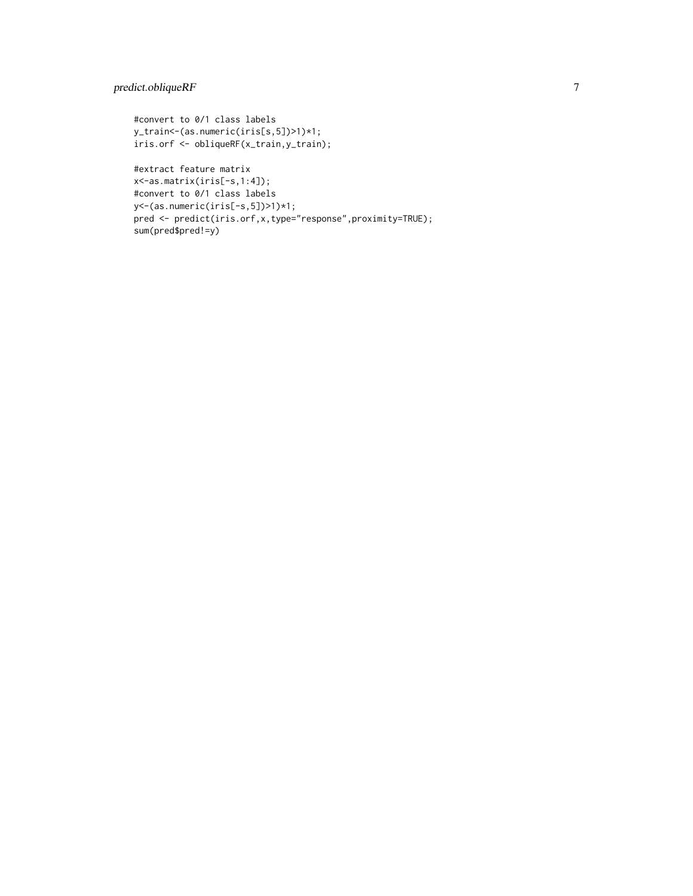```
#convert to 0/1 class labels
y_train<-(as.numeric(iris[s,5])>1)*1;
iris.orf <- obliqueRF(x_train,y_train);

#extract feature matrix
x<-as.matrix(iris[-s,1:4]);
#convert to 0/1 class labels
y<-(as.numeric(iris[-s,5])>1)*1;
pred <- predict(iris.orf,x,type="response",proximity=TRUE);
sum(pred$pred!=y)
```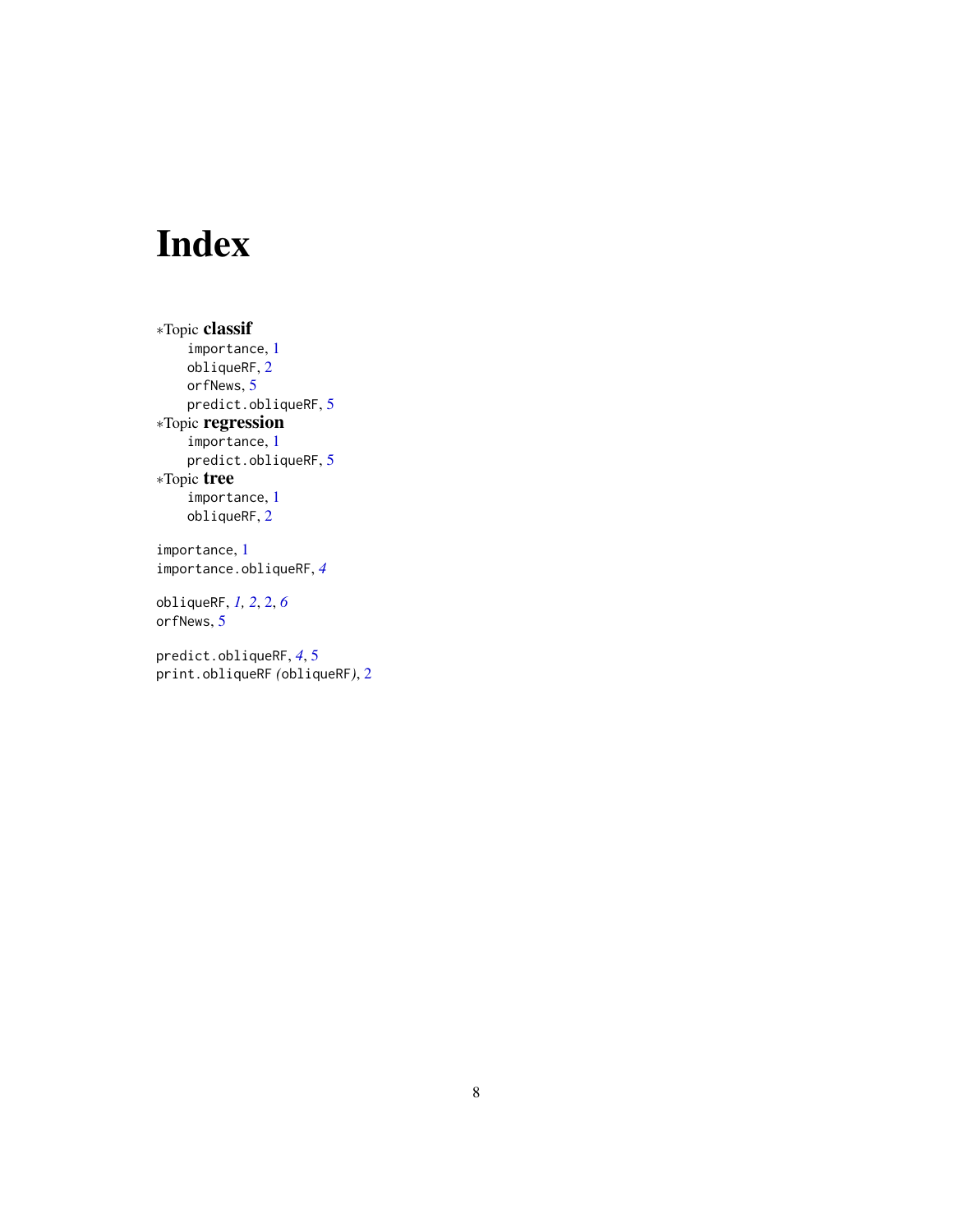# Index

*Topic **classif**
- importance, 1
- obliqueRF, 2
- orfNews, 5
- predict.obliqueRF, 5

*Topic **regression**
- importance, 1
- predict.obliqueRF, 5

*Topic **tree**
- importance, 1
- obliqueRF, 2

importance, 1
importance.obliqueRF, *4*

obliqueRF, *1, 2*, 2, *6*
orfNews, 5

predict.obliqueRF, *4*, 5
print.obliqueRF *(*obliqueRF*)*, 2